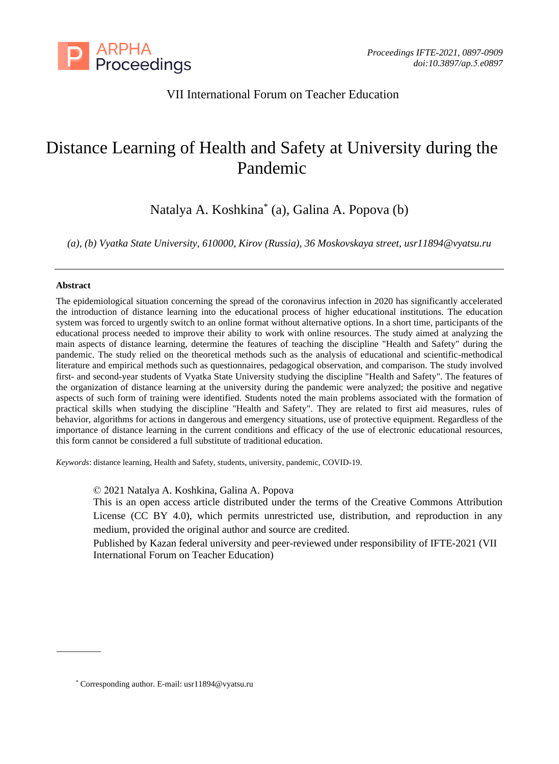VII International Forum on Teacher Education

# Distance Learning of Health and Safety at University during the Pandemic

Natalya A. Koshkina[*] (a), Galina A. Popova (b)

*(a), (b) Vyatka State University, 610000, Kirov (Russia), 36 Moskovskaya street, usr11894@vyatsu.ru*

---

**Abstract**

The epidemiological situation concerning the spread of the coronavirus infection in 2020 has significantly accelerated the introduction of distance learning into the educational process of higher educational institutions. The education system was forced to urgently switch to an online format without alternative options. In a short time, participants of the educational process needed to improve their ability to work with online resources. The study aimed at analyzing the main aspects of distance learning, determine the features of teaching the discipline "Health and Safety" during the pandemic. The study relied on the theoretical methods such as the analysis of educational and scientific-methodical literature and empirical methods such as questionnaires, pedagogical observation, and comparison. The study involved first- and second-year students of Vyatka State University studying the discipline "Health and Safety". The features of the organization of distance learning at the university during the pandemic were analyzed; the positive and negative aspects of such form of training were identified. Students noted the main problems associated with the formation of practical skills when studying the discipline "Health and Safety". They are related to first aid measures, rules of behavior, algorithms for actions in dangerous and emergency situations, use of protective equipment. Regardless of the importance of distance learning in the current conditions and efficacy of the use of electronic educational resources, this form cannot be considered a full substitute of traditional education.

*Keywords*: distance learning, Health and Safety, students, university, pandemic, COVID-19.

© 2021 Natalya A. Koshkina, Galina A. Popova
This is an open access article distributed under the terms of the Creative Commons Attribution License (CC BY 4.0), which permits unrestricted use, distribution, and reproduction in any medium, provided the original author and source are credited.
Published by Kazan federal university and peer-reviewed under responsibility of IFTE-2021 (VII International Forum on Teacher Education)

---

[*] Corresponding author. E-mail: usr11894@vyatsu.ru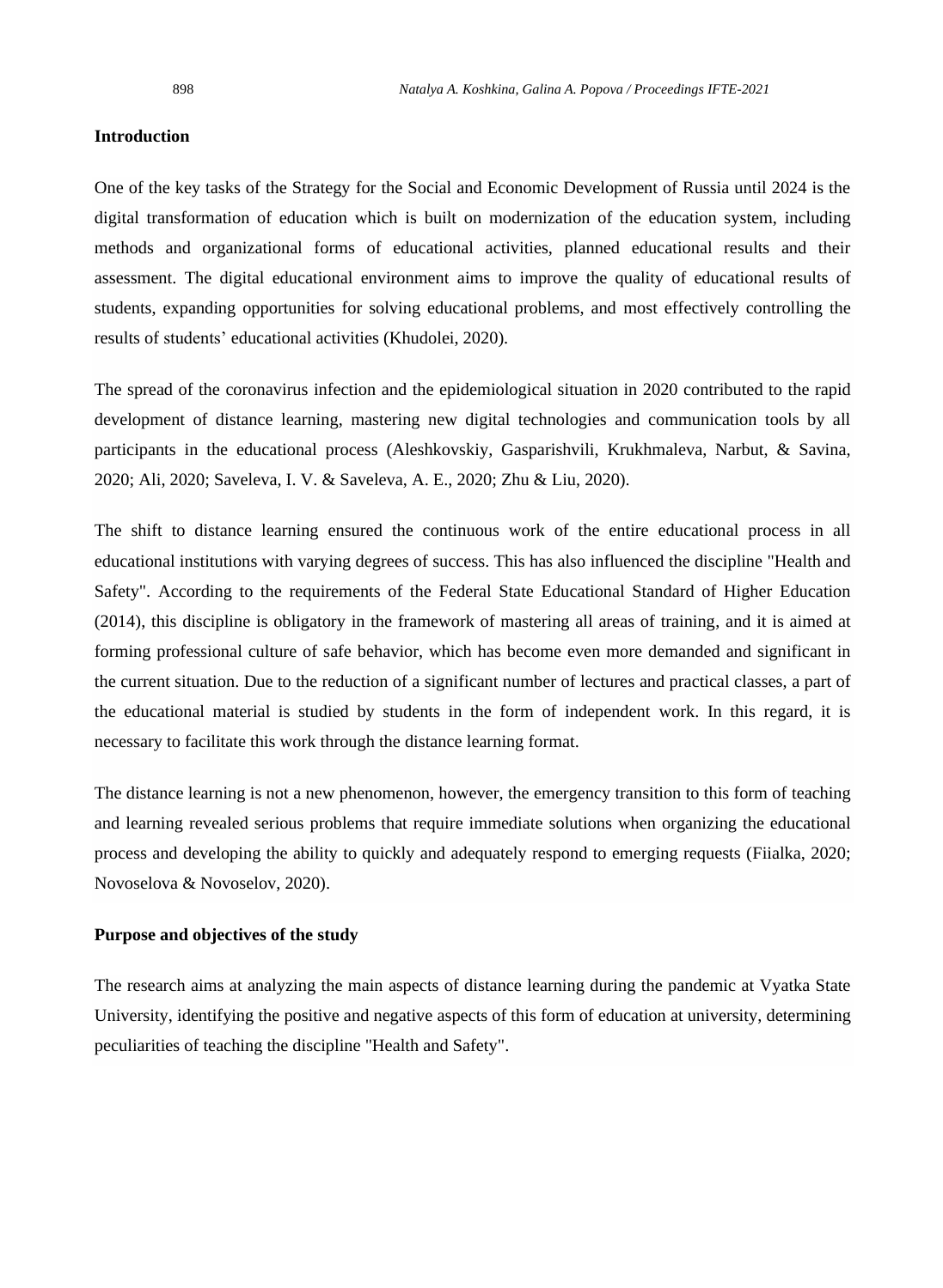## Introduction

One of the key tasks of the Strategy for the Social and Economic Development of Russia until 2024 is the digital transformation of education which is built on modernization of the education system, including methods and organizational forms of educational activities, planned educational results and their assessment. The digital educational environment aims to improve the quality of educational results of students, expanding opportunities for solving educational problems, and most effectively controlling the results of students' educational activities (Khudolei, 2020).

The spread of the coronavirus infection and the epidemiological situation in 2020 contributed to the rapid development of distance learning, mastering new digital technologies and communication tools by all participants in the educational process (Aleshkovskiy, Gasparishvili, Krukhmaleva, Narbut, & Savina, 2020; Ali, 2020; Saveleva, I. V. & Saveleva, A. E., 2020; Zhu & Liu, 2020).

The shift to distance learning ensured the continuous work of the entire educational process in all educational institutions with varying degrees of success. This has also influenced the discipline "Health and Safety". According to the requirements of the Federal State Educational Standard of Higher Education (2014), this discipline is obligatory in the framework of mastering all areas of training, and it is aimed at forming professional culture of safe behavior, which has become even more demanded and significant in the current situation. Due to the reduction of a significant number of lectures and practical classes, a part of the educational material is studied by students in the form of independent work. In this regard, it is necessary to facilitate this work through the distance learning format.

The distance learning is not a new phenomenon, however, the emergency transition to this form of teaching and learning revealed serious problems that require immediate solutions when organizing the educational process and developing the ability to quickly and adequately respond to emerging requests (Fiialka, 2020; Novoselova & Novoselov, 2020).

## Purpose and objectives of the study

The research aims at analyzing the main aspects of distance learning during the pandemic at Vyatka State University, identifying the positive and negative aspects of this form of education at university, determining peculiarities of teaching the discipline "Health and Safety".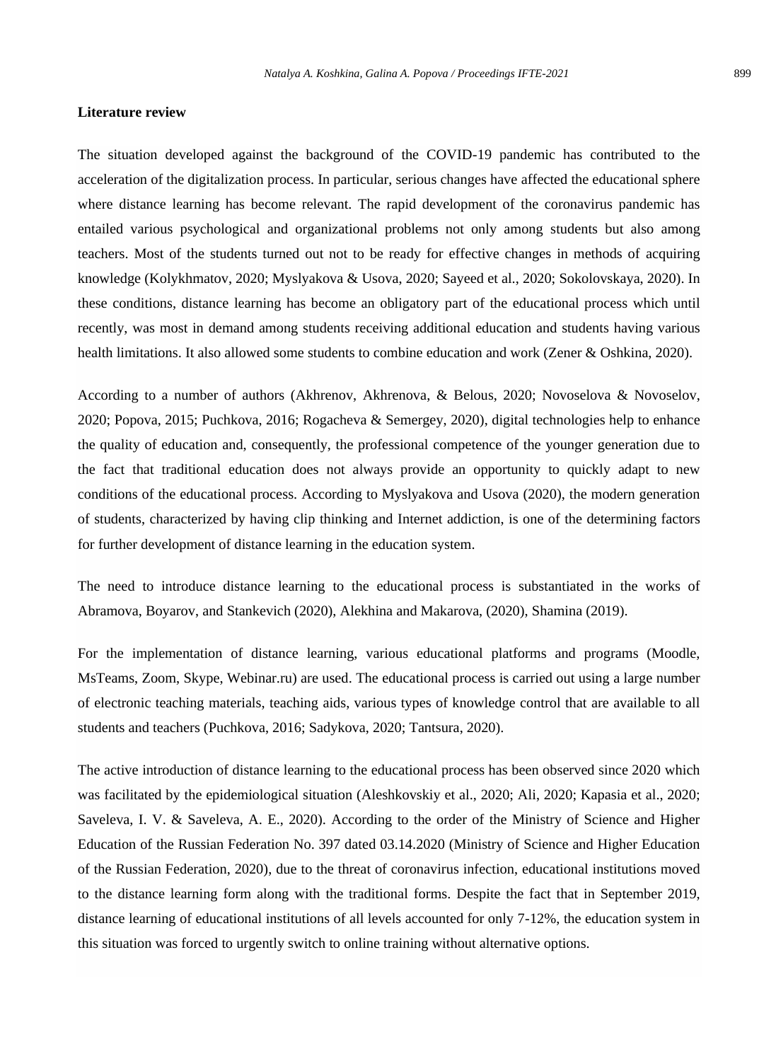## Literature review

The situation developed against the background of the COVID-19 pandemic has contributed to the acceleration of the digitalization process. In particular, serious changes have affected the educational sphere where distance learning has become relevant. The rapid development of the coronavirus pandemic has entailed various psychological and organizational problems not only among students but also among teachers. Most of the students turned out not to be ready for effective changes in methods of acquiring knowledge (Kolykhmatov, 2020; Myslyakova & Usova, 2020; Sayeed et al., 2020; Sokolovskaya, 2020). In these conditions, distance learning has become an obligatory part of the educational process which until recently, was most in demand among students receiving additional education and students having various health limitations. It also allowed some students to combine education and work (Zener & Oshkina, 2020).

According to a number of authors (Akhrenov, Akhrenova, & Belous, 2020; Novoselova & Novoselov, 2020; Popova, 2015; Puchkova, 2016; Rogacheva & Semergey, 2020), digital technologies help to enhance the quality of education and, consequently, the professional competence of the younger generation due to the fact that traditional education does not always provide an opportunity to quickly adapt to new conditions of the educational process. According to Myslyakova and Usova (2020), the modern generation of students, characterized by having clip thinking and Internet addiction, is one of the determining factors for further development of distance learning in the education system.

The need to introduce distance learning to the educational process is substantiated in the works of Abramova, Boyarov, and Stankevich (2020), Alekhina and Makarova, (2020), Shamina (2019).

For the implementation of distance learning, various educational platforms and programs (Moodle, MsTeams, Zoom, Skype, Webinar.ru) are used. The educational process is carried out using a large number of electronic teaching materials, teaching aids, various types of knowledge control that are available to all students and teachers (Puchkova, 2016; Sadykova, 2020; Tantsura, 2020).

The active introduction of distance learning to the educational process has been observed since 2020 which was facilitated by the epidemiological situation (Aleshkovskiy et al., 2020; Ali, 2020; Kapasia et al., 2020; Saveleva, I. V. & Saveleva, A. E., 2020). According to the order of the Ministry of Science and Higher Education of the Russian Federation No. 397 dated 03.14.2020 (Ministry of Science and Higher Education of the Russian Federation, 2020), due to the threat of coronavirus infection, educational institutions moved to the distance learning form along with the traditional forms. Despite the fact that in September 2019, distance learning of educational institutions of all levels accounted for only 7-12%, the education system in this situation was forced to urgently switch to online training without alternative options.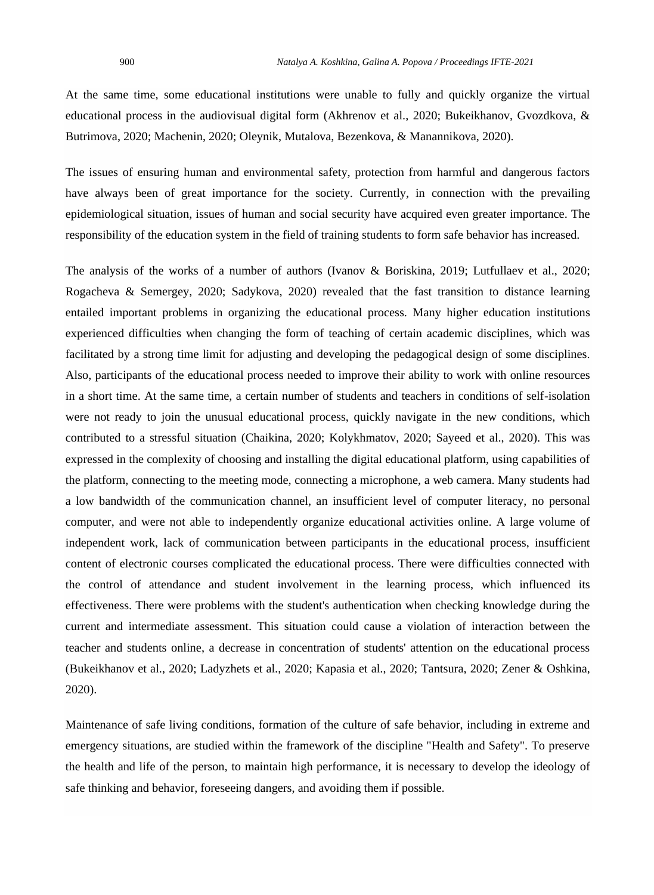At the same time, some educational institutions were unable to fully and quickly organize the virtual educational process in the audiovisual digital form (Akhrenov et al., 2020; Bukeikhanov, Gvozdkova, & Butrimova, 2020; Machenin, 2020; Oleynik, Mutalova, Bezenkova, & Manannikova, 2020).

The issues of ensuring human and environmental safety, protection from harmful and dangerous factors have always been of great importance for the society. Currently, in connection with the prevailing epidemiological situation, issues of human and social security have acquired even greater importance. The responsibility of the education system in the field of training students to form safe behavior has increased.

The analysis of the works of a number of authors (Ivanov & Boriskina, 2019; Lutfullaev et al., 2020; Rogacheva & Semergey, 2020; Sadykova, 2020) revealed that the fast transition to distance learning entailed important problems in organizing the educational process. Many higher education institutions experienced difficulties when changing the form of teaching of certain academic disciplines, which was facilitated by a strong time limit for adjusting and developing the pedagogical design of some disciplines. Also, participants of the educational process needed to improve their ability to work with online resources in a short time. At the same time, a certain number of students and teachers in conditions of self-isolation were not ready to join the unusual educational process, quickly navigate in the new conditions, which contributed to a stressful situation (Chaikina, 2020; Kolykhmatov, 2020; Sayeed et al., 2020). This was expressed in the complexity of choosing and installing the digital educational platform, using capabilities of the platform, connecting to the meeting mode, connecting a microphone, a web camera. Many students had a low bandwidth of the communication channel, an insufficient level of computer literacy, no personal computer, and were not able to independently organize educational activities online. A large volume of independent work, lack of communication between participants in the educational process, insufficient content of electronic courses complicated the educational process. There were difficulties connected with the control of attendance and student involvement in the learning process, which influenced its effectiveness. There were problems with the student's authentication when checking knowledge during the current and intermediate assessment. This situation could cause a violation of interaction between the teacher and students online, a decrease in concentration of students' attention on the educational process (Bukeikhanov et al., 2020; Ladyzhets et al., 2020; Kapasia et al., 2020; Tantsura, 2020; Zener & Oshkina, 2020).

Maintenance of safe living conditions, formation of the culture of safe behavior, including in extreme and emergency situations, are studied within the framework of the discipline "Health and Safety". To preserve the health and life of the person, to maintain high performance, it is necessary to develop the ideology of safe thinking and behavior, foreseeing dangers, and avoiding them if possible.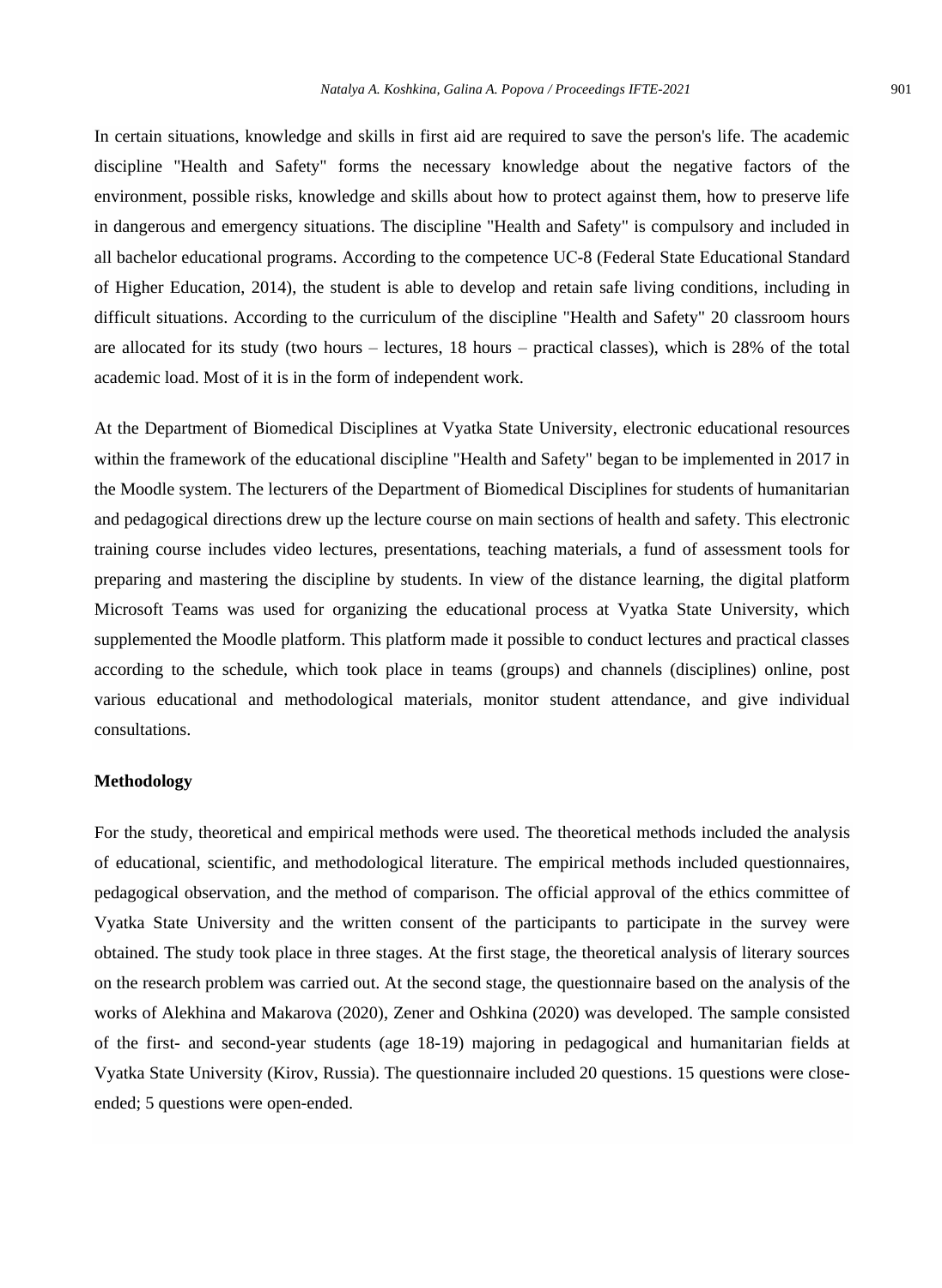In certain situations, knowledge and skills in first aid are required to save the person's life. The academic discipline "Health and Safety" forms the necessary knowledge about the negative factors of the environment, possible risks, knowledge and skills about how to protect against them, how to preserve life in dangerous and emergency situations. The discipline "Health and Safety" is compulsory and included in all bachelor educational programs. According to the competence UC-8 (Federal State Educational Standard of Higher Education, 2014), the student is able to develop and retain safe living conditions, including in difficult situations. According to the curriculum of the discipline "Health and Safety" 20 classroom hours are allocated for its study (two hours – lectures, 18 hours – practical classes), which is 28% of the total academic load. Most of it is in the form of independent work.

At the Department of Biomedical Disciplines at Vyatka State University, electronic educational resources within the framework of the educational discipline "Health and Safety" began to be implemented in 2017 in the Moodle system. The lecturers of the Department of Biomedical Disciplines for students of humanitarian and pedagogical directions drew up the lecture course on main sections of health and safety. This electronic training course includes video lectures, presentations, teaching materials, a fund of assessment tools for preparing and mastering the discipline by students. In view of the distance learning, the digital platform Microsoft Teams was used for organizing the educational process at Vyatka State University, which supplemented the Moodle platform. This platform made it possible to conduct lectures and practical classes according to the schedule, which took place in teams (groups) and channels (disciplines) online, post various educational and methodological materials, monitor student attendance, and give individual consultations.

**Methodology**

For the study, theoretical and empirical methods were used. The theoretical methods included the analysis of educational, scientific, and methodological literature. The empirical methods included questionnaires, pedagogical observation, and the method of comparison. The official approval of the ethics committee of Vyatka State University and the written consent of the participants to participate in the survey were obtained. The study took place in three stages. At the first stage, the theoretical analysis of literary sources on the research problem was carried out. At the second stage, the questionnaire based on the analysis of the works of Alekhina and Makarova (2020), Zener and Oshkina (2020) was developed. The sample consisted of the first- and second-year students (age 18-19) majoring in pedagogical and humanitarian fields at Vyatka State University (Kirov, Russia). The questionnaire included 20 questions. 15 questions were close-ended; 5 questions were open-ended.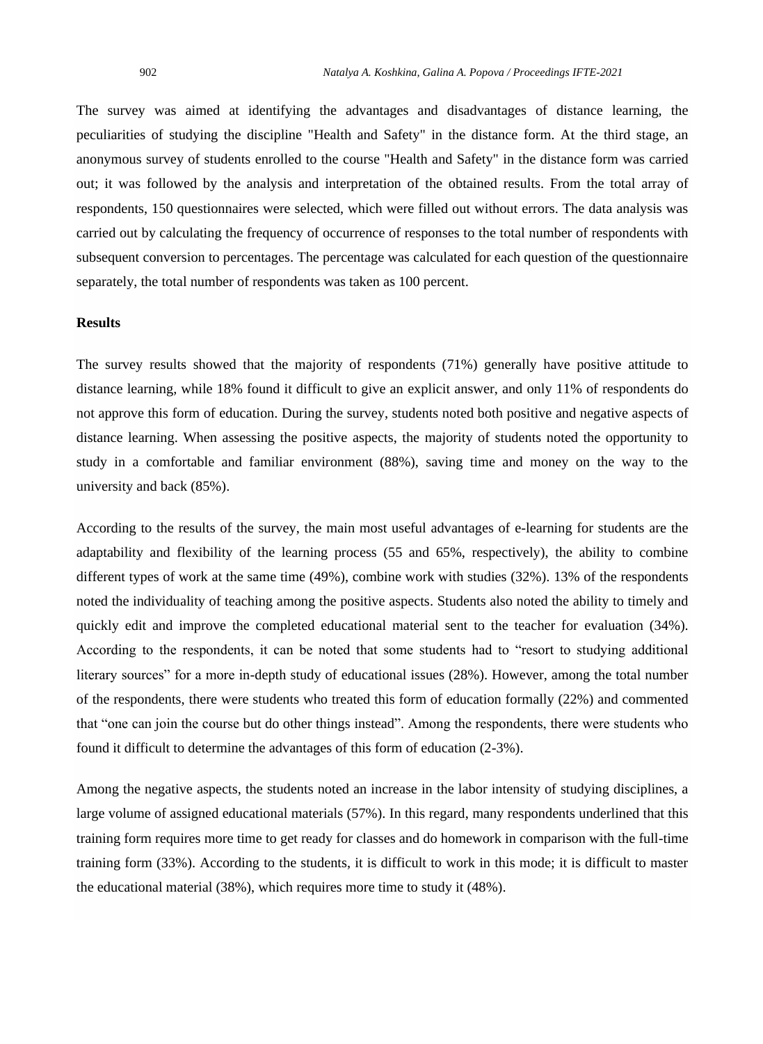The survey was aimed at identifying the advantages and disadvantages of distance learning, the peculiarities of studying the discipline "Health and Safety" in the distance form. At the third stage, an anonymous survey of students enrolled to the course "Health and Safety" in the distance form was carried out; it was followed by the analysis and interpretation of the obtained results. From the total array of respondents, 150 questionnaires were selected, which were filled out without errors. The data analysis was carried out by calculating the frequency of occurrence of responses to the total number of respondents with subsequent conversion to percentages. The percentage was calculated for each question of the questionnaire separately, the total number of respondents was taken as 100 percent.

## Results

The survey results showed that the majority of respondents (71%) generally have positive attitude to distance learning, while 18% found it difficult to give an explicit answer, and only 11% of respondents do not approve this form of education. During the survey, students noted both positive and negative aspects of distance learning. When assessing the positive aspects, the majority of students noted the opportunity to study in a comfortable and familiar environment (88%), saving time and money on the way to the university and back (85%).

According to the results of the survey, the main most useful advantages of e-learning for students are the adaptability and flexibility of the learning process (55 and 65%, respectively), the ability to combine different types of work at the same time (49%), combine work with studies (32%). 13% of the respondents noted the individuality of teaching among the positive aspects. Students also noted the ability to timely and quickly edit and improve the completed educational material sent to the teacher for evaluation (34%). According to the respondents, it can be noted that some students had to "resort to studying additional literary sources" for a more in-depth study of educational issues (28%). However, among the total number of the respondents, there were students who treated this form of education formally (22%) and commented that "one can join the course but do other things instead". Among the respondents, there were students who found it difficult to determine the advantages of this form of education (2-3%).

Among the negative aspects, the students noted an increase in the labor intensity of studying disciplines, a large volume of assigned educational materials (57%). In this regard, many respondents underlined that this training form requires more time to get ready for classes and do homework in comparison with the full-time training form (33%). According to the students, it is difficult to work in this mode; it is difficult to master the educational material (38%), which requires more time to study it (48%).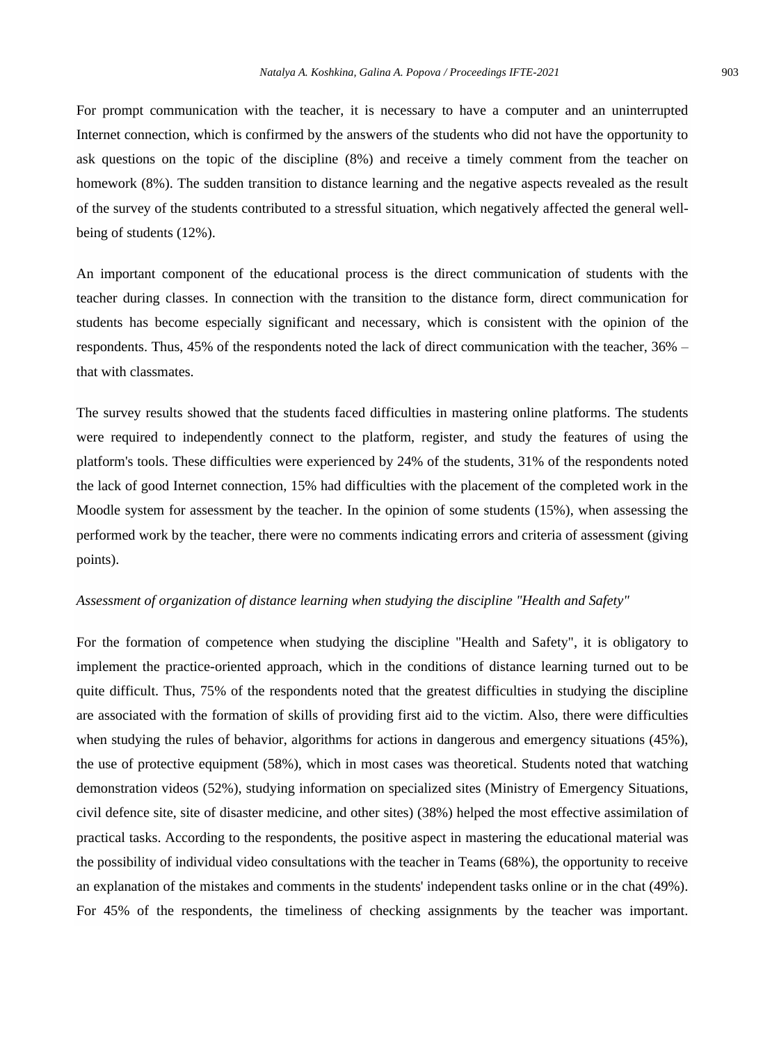For prompt communication with the teacher, it is necessary to have a computer and an uninterrupted Internet connection, which is confirmed by the answers of the students who did not have the opportunity to ask questions on the topic of the discipline (8%) and receive a timely comment from the teacher on homework (8%). The sudden transition to distance learning and the negative aspects revealed as the result of the survey of the students contributed to a stressful situation, which negatively affected the general well-being of students (12%).

An important component of the educational process is the direct communication of students with the teacher during classes. In connection with the transition to the distance form, direct communication for students has become especially significant and necessary, which is consistent with the opinion of the respondents. Thus, 45% of the respondents noted the lack of direct communication with the teacher, 36% – that with classmates.

The survey results showed that the students faced difficulties in mastering online platforms. The students were required to independently connect to the platform, register, and study the features of using the platform's tools. These difficulties were experienced by 24% of the students, 31% of the respondents noted the lack of good Internet connection, 15% had difficulties with the placement of the completed work in the Moodle system for assessment by the teacher. In the opinion of some students (15%), when assessing the performed work by the teacher, there were no comments indicating errors and criteria of assessment (giving points).

*Assessment of organization of distance learning when studying the discipline "Health and Safety"*

For the formation of competence when studying the discipline "Health and Safety", it is obligatory to implement the practice-oriented approach, which in the conditions of distance learning turned out to be quite difficult. Thus, 75% of the respondents noted that the greatest difficulties in studying the discipline are associated with the formation of skills of providing first aid to the victim. Also, there were difficulties when studying the rules of behavior, algorithms for actions in dangerous and emergency situations (45%), the use of protective equipment (58%), which in most cases was theoretical. Students noted that watching demonstration videos (52%), studying information on specialized sites (Ministry of Emergency Situations, civil defence site, site of disaster medicine, and other sites) (38%) helped the most effective assimilation of practical tasks. According to the respondents, the positive aspect in mastering the educational material was the possibility of individual video consultations with the teacher in Teams (68%), the opportunity to receive an explanation of the mistakes and comments in the students' independent tasks online or in the chat (49%). For 45% of the respondents, the timeliness of checking assignments by the teacher was important.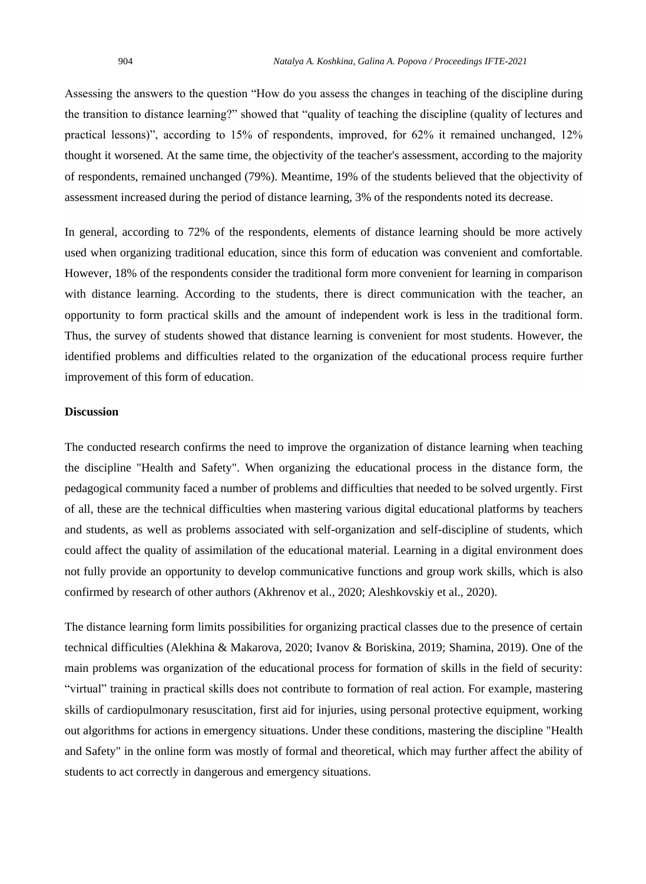Assessing the answers to the question "How do you assess the changes in teaching of the discipline during the transition to distance learning?" showed that "quality of teaching the discipline (quality of lectures and practical lessons)", according to 15% of respondents, improved, for 62% it remained unchanged, 12% thought it worsened. At the same time, the objectivity of the teacher's assessment, according to the majority of respondents, remained unchanged (79%). Meantime, 19% of the students believed that the objectivity of assessment increased during the period of distance learning, 3% of the respondents noted its decrease.

In general, according to 72% of the respondents, elements of distance learning should be more actively used when organizing traditional education, since this form of education was convenient and comfortable. However, 18% of the respondents consider the traditional form more convenient for learning in comparison with distance learning. According to the students, there is direct communication with the teacher, an opportunity to form practical skills and the amount of independent work is less in the traditional form. Thus, the survey of students showed that distance learning is convenient for most students. However, the identified problems and difficulties related to the organization of the educational process require further improvement of this form of education.

**Discussion**

The conducted research confirms the need to improve the organization of distance learning when teaching the discipline "Health and Safety". When organizing the educational process in the distance form, the pedagogical community faced a number of problems and difficulties that needed to be solved urgently. First of all, these are the technical difficulties when mastering various digital educational platforms by teachers and students, as well as problems associated with self-organization and self-discipline of students, which could affect the quality of assimilation of the educational material. Learning in a digital environment does not fully provide an opportunity to develop communicative functions and group work skills, which is also confirmed by research of other authors (Akhrenov et al., 2020; Aleshkovskiy et al., 2020).

The distance learning form limits possibilities for organizing practical classes due to the presence of certain technical difficulties (Alekhina & Makarova, 2020; Ivanov & Boriskina, 2019; Shamina, 2019). One of the main problems was organization of the educational process for formation of skills in the field of security: "virtual" training in practical skills does not contribute to formation of real action. For example, mastering skills of cardiopulmonary resuscitation, first aid for injuries, using personal protective equipment, working out algorithms for actions in emergency situations. Under these conditions, mastering the discipline "Health and Safety" in the online form was mostly of formal and theoretical, which may further affect the ability of students to act correctly in dangerous and emergency situations.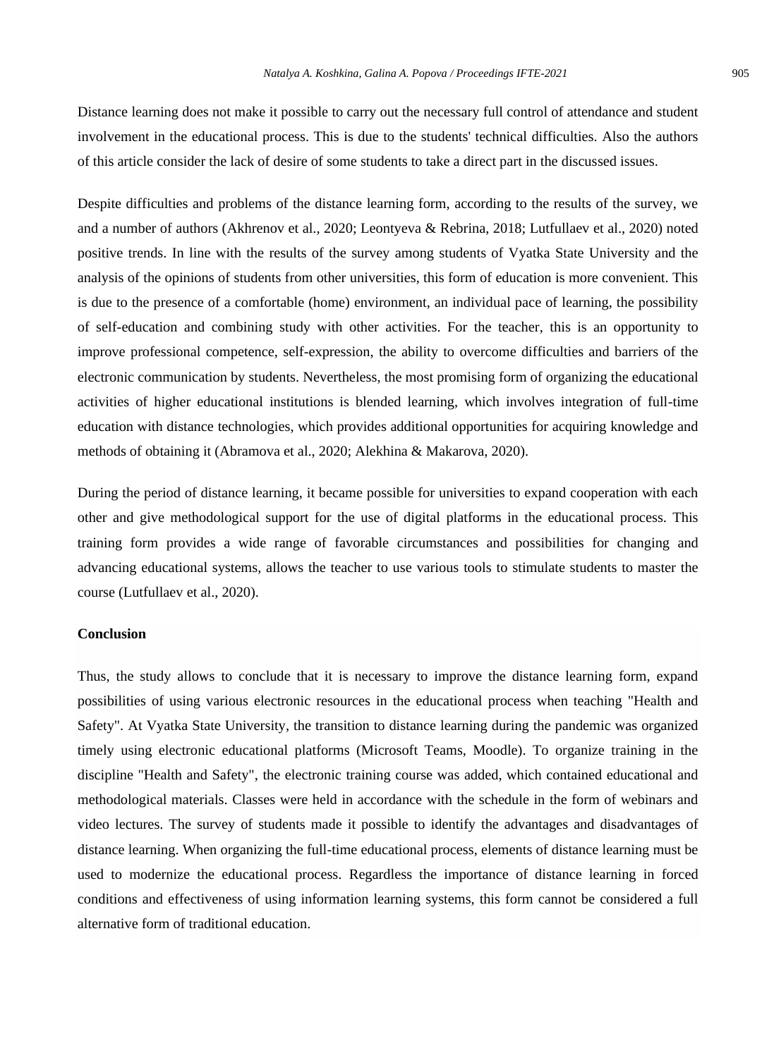Distance learning does not make it possible to carry out the necessary full control of attendance and student involvement in the educational process. This is due to the students' technical difficulties. Also the authors of this article consider the lack of desire of some students to take a direct part in the discussed issues.

Despite difficulties and problems of the distance learning form, according to the results of the survey, we and a number of authors (Akhrenov et al., 2020; Leontyeva & Rebrina, 2018; Lutfullaev et al., 2020) noted positive trends. In line with the results of the survey among students of Vyatka State University and the analysis of the opinions of students from other universities, this form of education is more convenient. This is due to the presence of a comfortable (home) environment, an individual pace of learning, the possibility of self-education and combining study with other activities. For the teacher, this is an opportunity to improve professional competence, self-expression, the ability to overcome difficulties and barriers of the electronic communication by students. Nevertheless, the most promising form of organizing the educational activities of higher educational institutions is blended learning, which involves integration of full-time education with distance technologies, which provides additional opportunities for acquiring knowledge and methods of obtaining it (Abramova et al., 2020; Alekhina & Makarova, 2020).

During the period of distance learning, it became possible for universities to expand cooperation with each other and give methodological support for the use of digital platforms in the educational process. This training form provides a wide range of favorable circumstances and possibilities for changing and advancing educational systems, allows the teacher to use various tools to stimulate students to master the course (Lutfullaev et al., 2020).

## Conclusion

Thus, the study allows to conclude that it is necessary to improve the distance learning form, expand possibilities of using various electronic resources in the educational process when teaching "Health and Safety". At Vyatka State University, the transition to distance learning during the pandemic was organized timely using electronic educational platforms (Microsoft Teams, Moodle). To organize training in the discipline "Health and Safety", the electronic training course was added, which contained educational and methodological materials. Classes were held in accordance with the schedule in the form of webinars and video lectures. The survey of students made it possible to identify the advantages and disadvantages of distance learning. When organizing the full-time educational process, elements of distance learning must be used to modernize the educational process. Regardless the importance of distance learning in forced conditions and effectiveness of using information learning systems, this form cannot be considered a full alternative form of traditional education.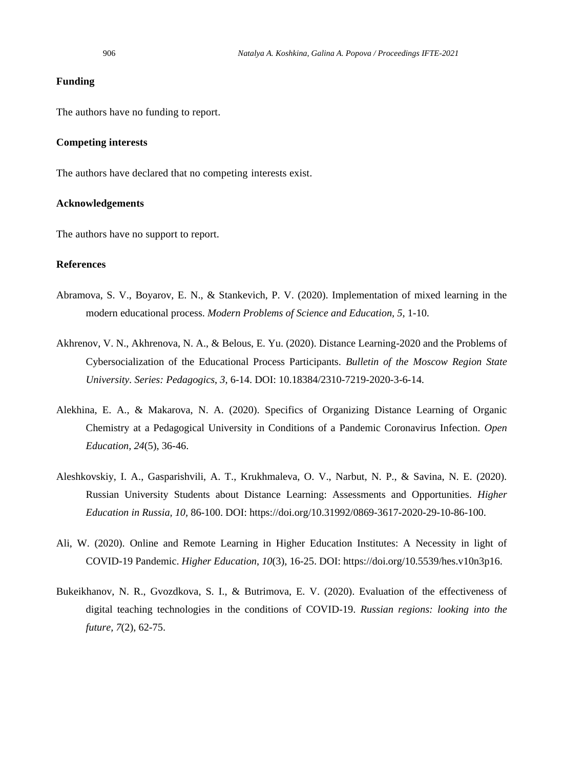## Funding

The authors have no funding to report.

## Competing interests

The authors have declared that no competing interests exist.

## Acknowledgements

The authors have no support to report.

## References

Abramova, S. V., Boyarov, E. N., & Stankevich, P. V. (2020). Implementation of mixed learning in the modern educational process. *Modern Problems of Science and Education, 5*, 1-10.

Akhrenov, V. N., Akhrenova, N. A., & Belous, E. Yu. (2020). Distance Learning-2020 and the Problems of Cybersocialization of the Educational Process Participants. *Bulletin of the Moscow Region State University. Series: Pedagogics, 3*, 6-14. DOI: 10.18384/2310-7219-2020-3-6-14.

Alekhina, E. A., & Makarova, N. A. (2020). Specifics of Organizing Distance Learning of Organic Chemistry at a Pedagogical University in Conditions of a Pandemic Coronavirus Infection. *Open Education, 24*(5), 36-46.

Aleshkovskiy, I. A., Gasparishvili, A. T., Krukhmaleva, O. V., Narbut, N. P., & Savina, N. E. (2020). Russian University Students about Distance Learning: Assessments and Opportunities. *Higher Education in Russia, 10*, 86-100. DOI: https://doi.org/10.31992/0869-3617-2020-29-10-86-100.

Ali, W. (2020). Online and Remote Learning in Higher Education Institutes: A Necessity in light of COVID-19 Pandemic. *Higher Education, 10*(3), 16-25. DOI: https://doi.org/10.5539/hes.v10n3p16.

Bukeikhanov, N. R., Gvozdkova, S. I., & Butrimova, E. V. (2020). Evaluation of the effectiveness of digital teaching technologies in the conditions of COVID-19. *Russian regions: looking into the future, 7*(2), 62-75.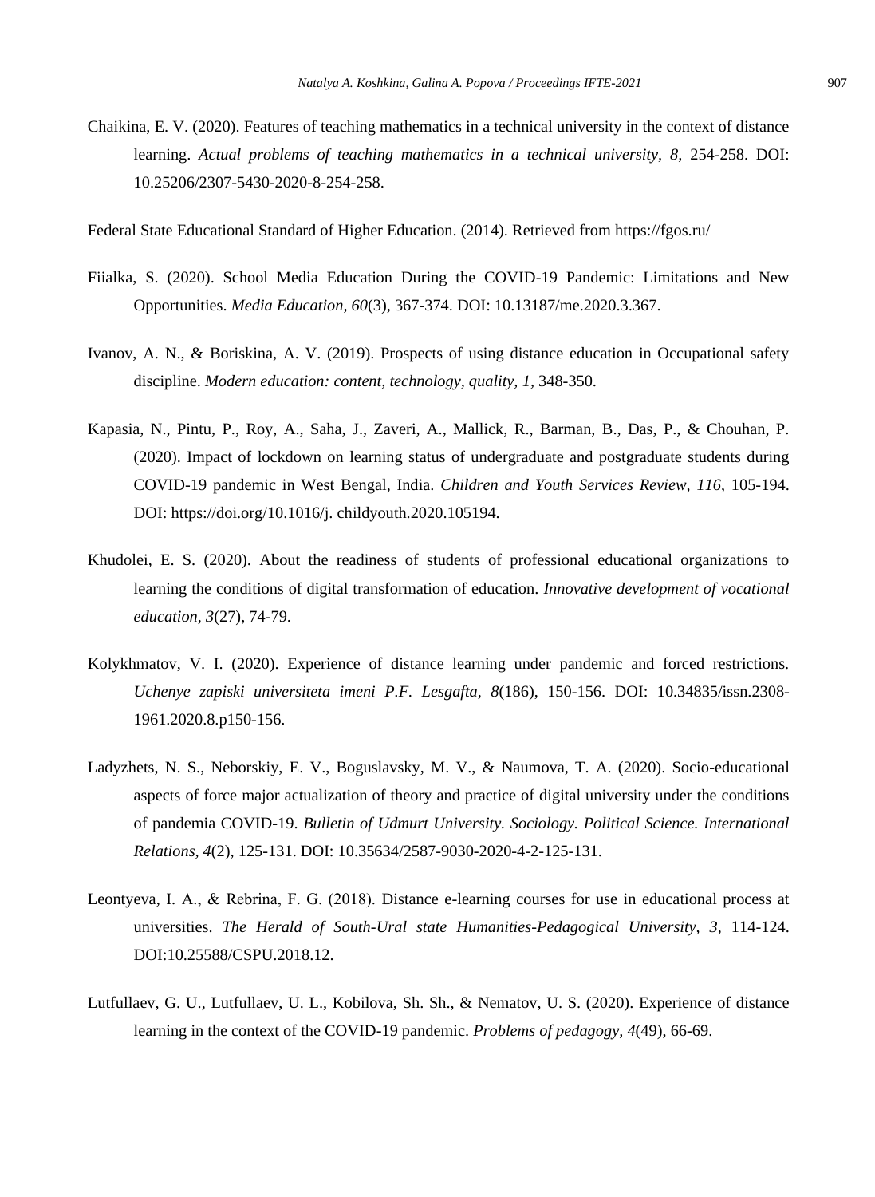Chaikina, E. V. (2020). Features of teaching mathematics in a technical university in the context of distance learning. *Actual problems of teaching mathematics in a technical university, 8,* 254-258. DOI: 10.25206/2307-5430-2020-8-254-258.

Federal State Educational Standard of Higher Education. (2014). Retrieved from https://fgos.ru/

Fiialka, S. (2020). School Media Education During the COVID-19 Pandemic: Limitations and New Opportunities. *Media Education, 60*(3), 367-374. DOI: 10.13187/me.2020.3.367.

Ivanov, A. N., & Boriskina, A. V. (2019). Prospects of using distance education in Occupational safety discipline. *Modern education: content, technology, quality, 1,* 348-350.

Kapasia, N., Pintu, P., Roy, A., Saha, J., Zaveri, A., Mallick, R., Barman, B., Das, P., & Chouhan, P. (2020). Impact of lockdown on learning status of undergraduate and postgraduate students during COVID-19 pandemic in West Bengal, India. *Children and Youth Services Review, 116*, 105-194. DOI: https://doi.org/10.1016/j. childyouth.2020.105194.

Khudolei, E. S. (2020). About the readiness of students of professional educational organizations to learning the conditions of digital transformation of education. *Innovative development of vocational education, 3*(27), 74-79.

Kolykhmatov, V. I. (2020). Experience of distance learning under pandemic and forced restrictions. *Uchenye zapiski universiteta imeni P.F. Lesgafta, 8*(186), 150-156. DOI: 10.34835/issn.2308-1961.2020.8.p150-156.

Ladyzhets, N. S., Neborskiy, E. V., Boguslavsky, M. V., & Naumova, T. A. (2020). Socio-educational aspects of force major actualization of theory and practice of digital university under the conditions of pandemia COVID-19. *Bulletin of Udmurt University. Sociology. Political Science. International Relations, 4*(2), 125-131. DOI: 10.35634/2587-9030-2020-4-2-125-131.

Leontyeva, I. A., & Rebrina, F. G. (2018). Distance e-learning courses for use in educational process at universities. *The Herald of South-Ural state Humanities-Pedagogical University, 3,* 114-124. DOI:10.25588/CSPU.2018.12.

Lutfullaev, G. U., Lutfullaev, U. L., Kobilova, Sh. Sh., & Nematov, U. S. (2020). Experience of distance learning in the context of the COVID-19 pandemic. *Problems of pedagogy, 4*(49), 66-69.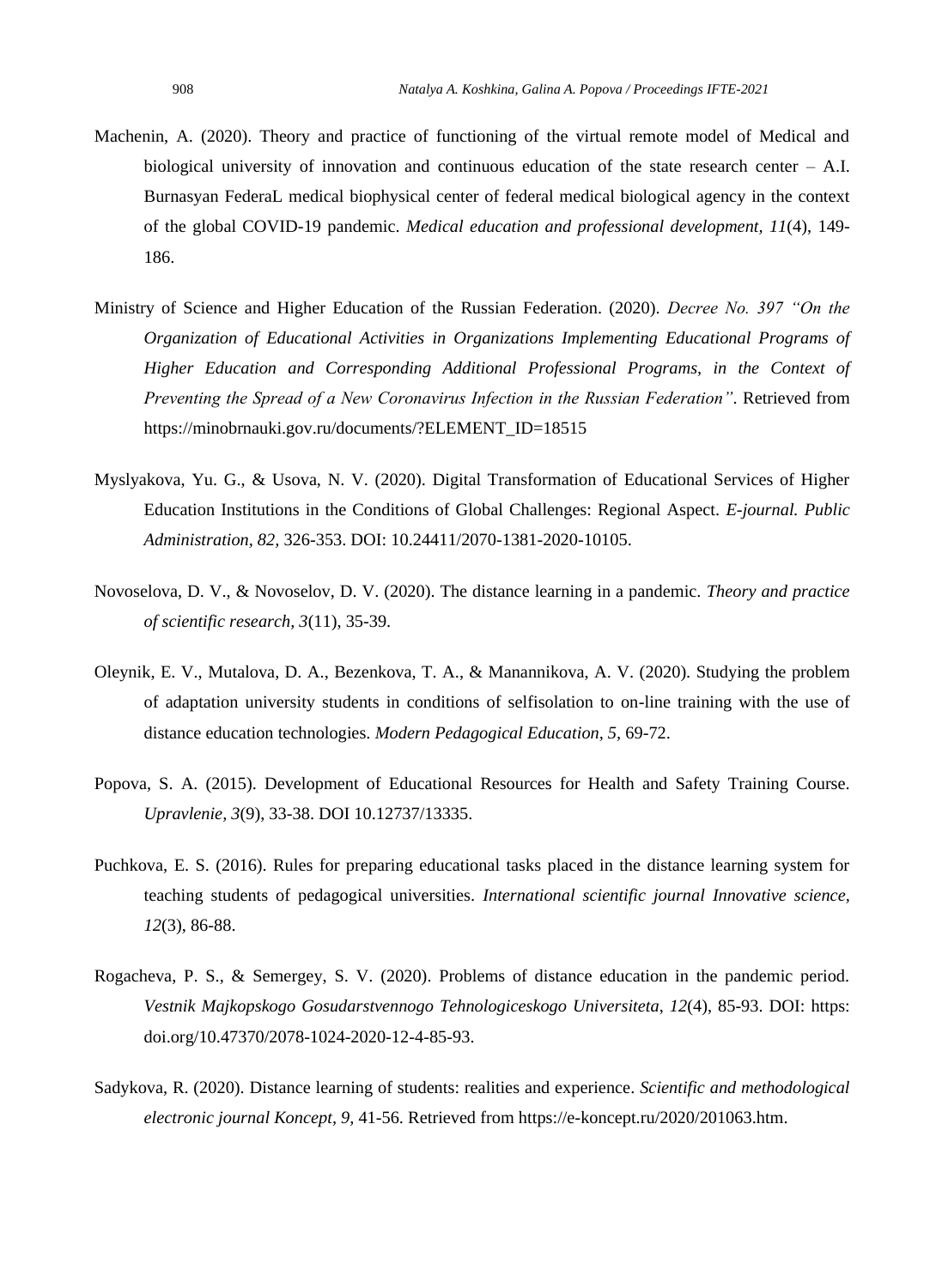Machenin, A. (2020). Theory and practice of functioning of the virtual remote model of Medical and biological university of innovation and continuous education of the state research center – A.I. Burnasyan FederaL medical biophysical center of federal medical biological agency in the context of the global COVID-19 pandemic. *Medical education and professional development, 11*(4), 149-186.

Ministry of Science and Higher Education of the Russian Federation. (2020). *Decree No. 397 "On the Organization of Educational Activities in Organizations Implementing Educational Programs of Higher Education and Corresponding Additional Professional Programs, in the Context of Preventing the Spread of a New Coronavirus Infection in the Russian Federation"*. Retrieved from https://minobrnauki.gov.ru/documents/?ELEMENT_ID=18515

Myslyakova, Yu. G., & Usova, N. V. (2020). Digital Transformation of Educational Services of Higher Education Institutions in the Conditions of Global Challenges: Regional Aspect. *E-journal. Public Administration, 82,* 326-353. DOI: 10.24411/2070-1381-2020-10105.

Novoselova, D. V., & Novoselov, D. V. (2020). The distance learning in a pandemic. *Theory and practice of scientific research, 3*(11), 35-39.

Oleynik, E. V., Mutalova, D. A., Bezenkova, T. A., & Manannikova, A. V. (2020). Studying the problem of adaptation university students in conditions of selfisolation to on-line training with the use of distance education technologies. *Modern Pedagogical Education, 5,* 69-72.

Popova, S. A. (2015). Development of Educational Resources for Health and Safety Training Course. *Upravlenie, 3*(9), 33-38. DOI 10.12737/13335.

Puchkova, E. S. (2016). Rules for preparing educational tasks placed in the distance learning system for teaching students of pedagogical universities. *International scientific journal Innovative science, 12*(3), 86-88.

Rogacheva, P. S., & Semergey, S. V. (2020). Problems of distance education in the pandemic period. *Vestnik Majkopskogo Gosudarstvennogo Tehnologiceskogo Universiteta, 12*(4), 85-93. DOI: https: doi.org/10.47370/2078-1024-2020-12-4-85-93.

Sadykova, R. (2020). Distance learning of students: realities and experience. *Scientific and methodological electronic journal Koncept, 9,* 41-56. Retrieved from https://e-koncept.ru/2020/201063.htm.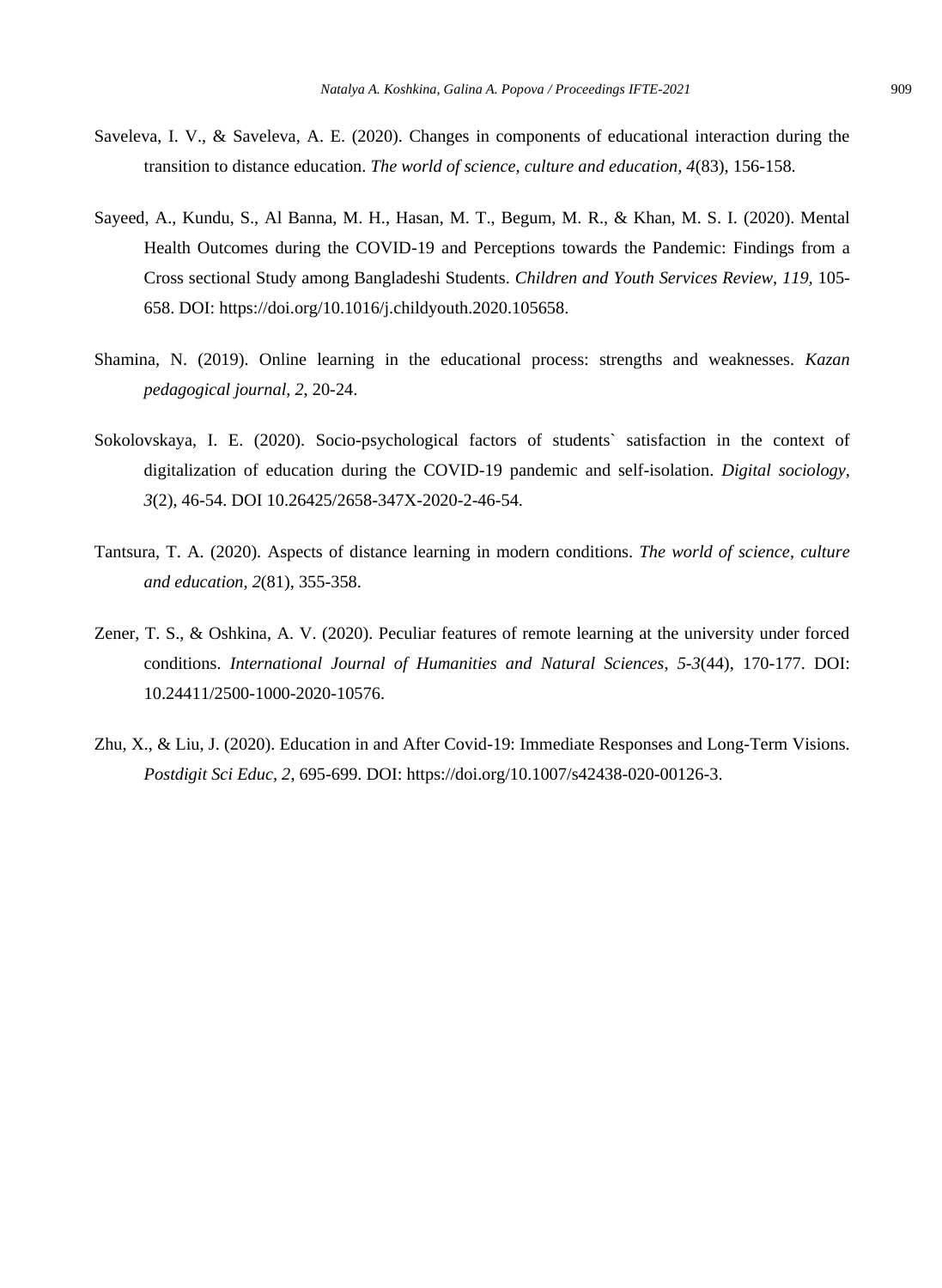Saveleva, I. V., & Saveleva, A. E. (2020). Changes in components of educational interaction during the transition to distance education. *The world of science, culture and education, 4*(83), 156-158.

Sayeed, A., Kundu, S., Al Banna, M. H., Hasan, M. T., Begum, M. R., & Khan, M. S. I. (2020). Mental Health Outcomes during the COVID-19 and Perceptions towards the Pandemic: Findings from a Cross sectional Study among Bangladeshi Students. *Children and Youth Services Review*, *119,* 105-658. DOI: https://doi.org/10.1016/j.childyouth.2020.105658.

Shamina, N. (2019). Online learning in the educational process: strengths and weaknesses. *Kazan pedagogical journal, 2*, 20-24.

Sokolovskaya, I. E. (2020). Socio-psychological factors of students` satisfaction in the context of digitalization of education during the COVID-19 pandemic and self-isolation. *Digital sociology, 3*(2), 46-54. DOI 10.26425/2658-347X-2020-2-46-54.

Tantsura, T. A. (2020). Aspects of distance learning in modern conditions. *The world of science, culture and education, 2*(81), 355-358.

Zener, T. S., & Oshkina, A. V. (2020). Peculiar features of remote learning at the university under forced conditions. *International Journal of Humanities and Natural Sciences*, *5-3*(44), 170-177. DOI: 10.24411/2500-1000-2020-10576.

Zhu, X., & Liu, J. (2020). Education in and After Covid-19: Immediate Responses and Long-Term Visions. *Postdigit Sci Educ, 2*, 695-699. DOI: https://doi.org/10.1007/s42438-020-00126-3.